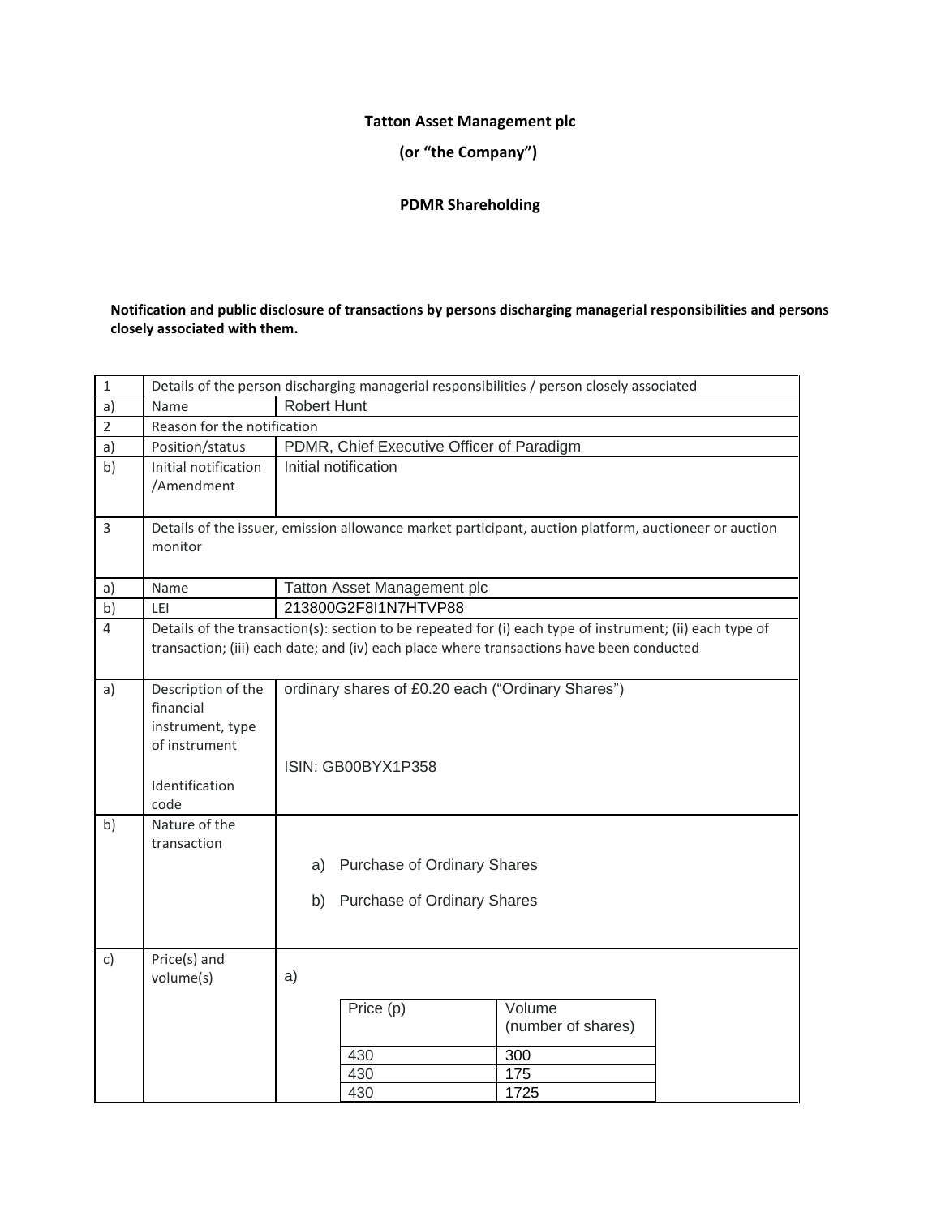**Tatton Asset Management plc**

**(or "the Company")**

**PDMR Shareholding**

**Notification and public disclosure of transactions by persons discharging managerial responsibilities and persons closely associated with them.**

| | | |
|---|---|---|
| 1 | Details of the person discharging managerial responsibilities / person closely associated | |
| a) | Name | Robert Hunt |
| 2 | Reason for the notification | |
| a) | Position/status | PDMR, Chief Executive Officer of Paradigm |
| b) | Initial notification /Amendment | Initial notification |
| 3 | Details of the issuer, emission allowance market participant, auction platform, auctioneer or auction monitor | |
| a) | Name | Tatton Asset Management plc |
| b) | LEI | 213800G2F8I1N7HTVP88 |
| 4 | Details of the transaction(s): section to be repeated for (i) each type of instrument; (ii) each type of transaction; (iii) each date; and (iv) each place where transactions have been conducted | |
| a) | Description of the financial instrument, type of instrument<br><br>Identification code | ordinary shares of £0.20 each ("Ordinary Shares")<br><br>ISIN: GB00BYX1P358 |
| b) | Nature of the transaction | a) Purchase of Ordinary Shares<br><br>b) Purchase of Ordinary Shares |
| c) | Price(s) and volume(s) | a) |

| Price (p) | Volume (number of shares) |
|---|---|
| 430 | 300 |
| 430 | 175 |
| 430 | 1725 |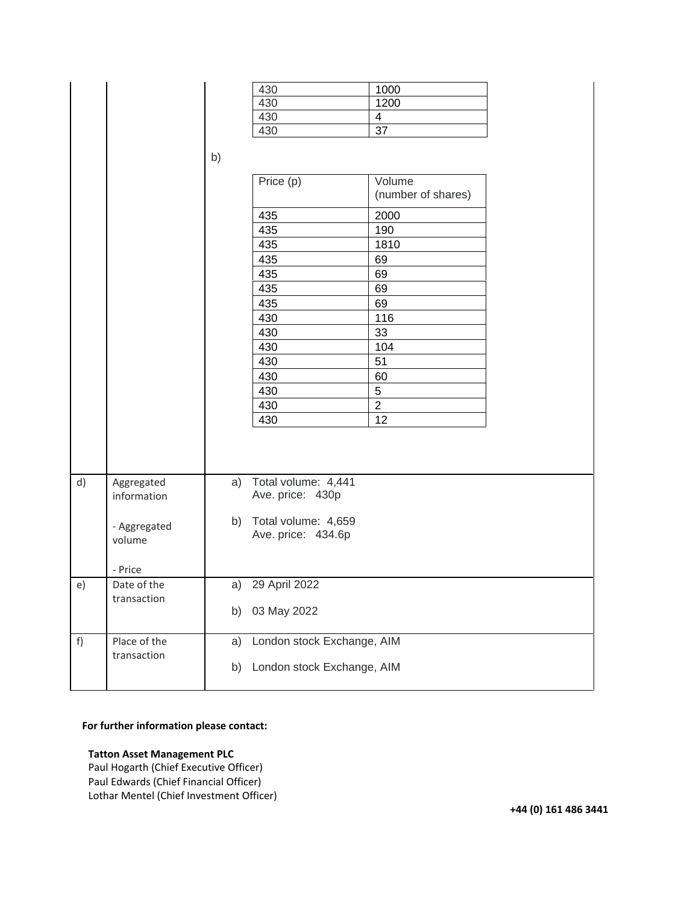| Price (p) | Volume (number of shares) |
|---|---|
| 430 | 1000 |
| 430 | 1200 |
| 430 | 4 |
| 430 | 37 |

b)

| Price (p) | Volume (number of shares) |
|---|---|
| 435 | 2000 |
| 435 | 190 |
| 435 | 1810 |
| 435 | 69 |
| 435 | 69 |
| 435 | 69 |
| 435 | 69 |
| 430 | 116 |
| 430 | 33 |
| 430 | 104 |
| 430 | 51 |
| 430 | 60 |
| 430 | 5 |
| 430 | 2 |
| 430 | 12 |

| | | |
|---|---|---|
| d) | Aggregated information<br><br>- Aggregated volume<br><br>- Price | a) Total volume: 4,441<br>Ave. price: 430p<br><br>b) Total volume: 4,659<br>Ave. price: 434.6p |
| e) | Date of the transaction | a) 29 April 2022<br><br>b) 03 May 2022 |
| f) | Place of the transaction | a) London stock Exchange, AIM<br><br>b) London stock Exchange, AIM |

**For further information please contact:**

**Tatton Asset Management PLC**
Paul Hogarth (Chief Executive Officer)
Paul Edwards (Chief Financial Officer)
Lothar Mentel (Chief Investment Officer)

**+44 (0) 161 486 3441**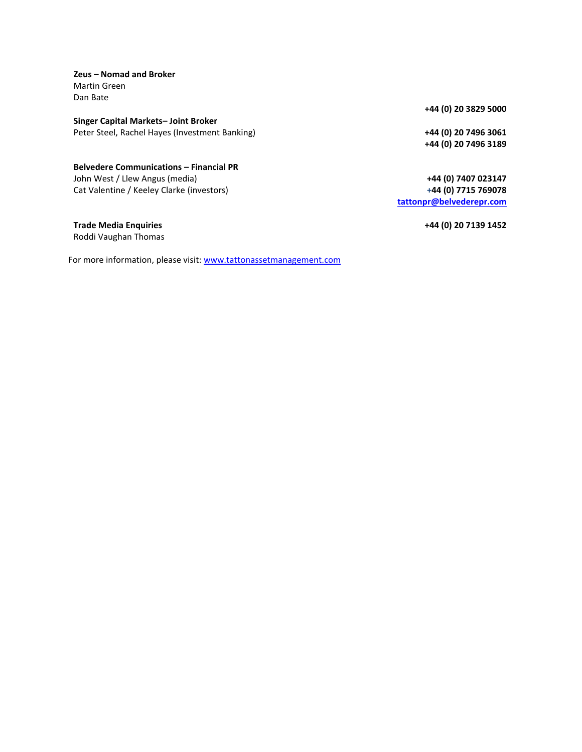**Zeus – Nomad and Broker**
Martin Green
Dan Bate

**+44 (0) 20 3829 5000**

**Singer Capital Markets– Joint Broker**
Peter Steel, Rachel Hayes (Investment Banking) **+44 (0) 20 7496 3061**
**+44 (0) 20 7496 3189**

**Belvedere Communications – Financial PR**
John West / Llew Angus (media) **+44 (0) 7407 023147**
Cat Valentine / Keeley Clarke (investors) **+44 (0) 7715 769078**
**tattonpr@belvederepr.com**

**Trade Media Enquiries** **+44 (0) 20 7139 1452**
Roddi Vaughan Thomas

For more information, please visit: www.tattonassetmanagement.com